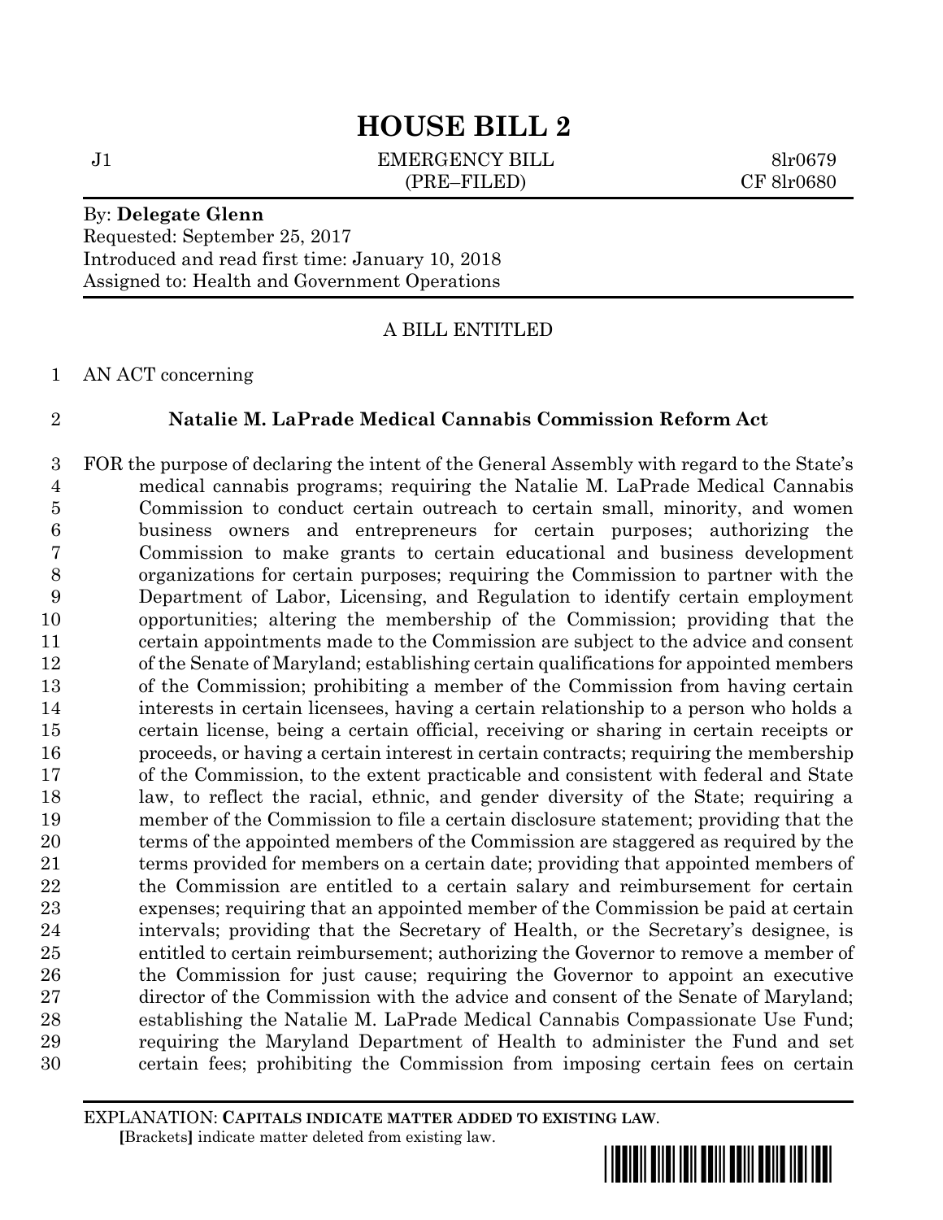# HOUSE BILL 2

J1 EMERGENCY BILL 8lr0679
(PRE–FILED) CF 8lr0680

By: **Delegate Glenn**
Requested: September 25, 2017
Introduced and read first time: January 10, 2018
Assigned to: Health and Government Operations

A BILL ENTITLED

AN ACT concerning

**Natalie M. LaPrade Medical Cannabis Commission Reform Act**

FOR the purpose of declaring the intent of the General Assembly with regard to the State's medical cannabis programs; requiring the Natalie M. LaPrade Medical Cannabis Commission to conduct certain outreach to certain small, minority, and women business owners and entrepreneurs for certain purposes; authorizing the Commission to make grants to certain educational and business development organizations for certain purposes; requiring the Commission to partner with the Department of Labor, Licensing, and Regulation to identify certain employment opportunities; altering the membership of the Commission; providing that the certain appointments made to the Commission are subject to the advice and consent of the Senate of Maryland; establishing certain qualifications for appointed members of the Commission; prohibiting a member of the Commission from having certain interests in certain licensees, having a certain relationship to a person who holds a certain license, being a certain official, receiving or sharing in certain receipts or proceeds, or having a certain interest in certain contracts; requiring the membership of the Commission, to the extent practicable and consistent with federal and State law, to reflect the racial, ethnic, and gender diversity of the State; requiring a member of the Commission to file a certain disclosure statement; providing that the terms of the appointed members of the Commission are staggered as required by the terms provided for members on a certain date; providing that appointed members of the Commission are entitled to a certain salary and reimbursement for certain expenses; requiring that an appointed member of the Commission be paid at certain intervals; providing that the Secretary of Health, or the Secretary's designee, is entitled to certain reimbursement; authorizing the Governor to remove a member of the Commission for just cause; requiring the Governor to appoint an executive director of the Commission with the advice and consent of the Senate of Maryland; establishing the Natalie M. LaPrade Medical Cannabis Compassionate Use Fund; requiring the Maryland Department of Health to administer the Fund and set certain fees; prohibiting the Commission from imposing certain fees on certain

EXPLANATION: **CAPITALS INDICATE MATTER ADDED TO EXISTING LAW**.
**[**Brackets**]** indicate matter deleted from existing law.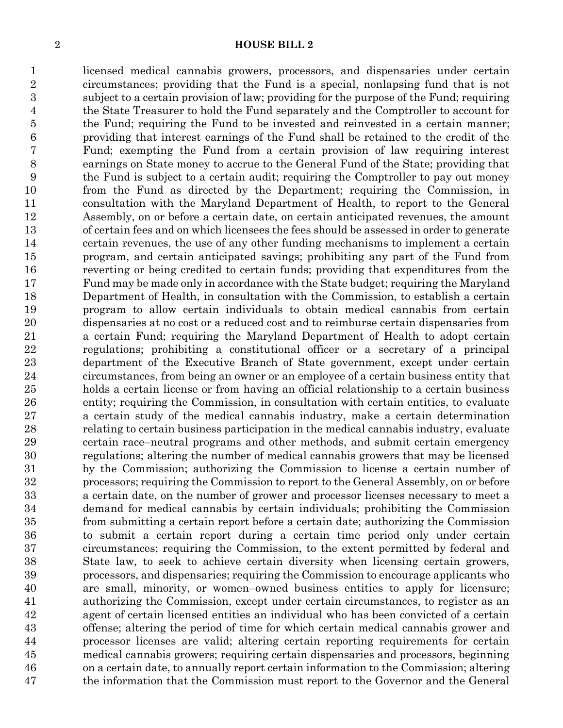licensed medical cannabis growers, processors, and dispensaries under certain circumstances; providing that the Fund is a special, nonlapsing fund that is not subject to a certain provision of law; providing for the purpose of the Fund; requiring the State Treasurer to hold the Fund separately and the Comptroller to account for the Fund; requiring the Fund to be invested and reinvested in a certain manner; providing that interest earnings of the Fund shall be retained to the credit of the Fund; exempting the Fund from a certain provision of law requiring interest earnings on State money to accrue to the General Fund of the State; providing that the Fund is subject to a certain audit; requiring the Comptroller to pay out money from the Fund as directed by the Department; requiring the Commission, in consultation with the Maryland Department of Health, to report to the General Assembly, on or before a certain date, on certain anticipated revenues, the amount of certain fees and on which licensees the fees should be assessed in order to generate certain revenues, the use of any other funding mechanisms to implement a certain program, and certain anticipated savings; prohibiting any part of the Fund from reverting or being credited to certain funds; providing that expenditures from the Fund may be made only in accordance with the State budget; requiring the Maryland Department of Health, in consultation with the Commission, to establish a certain program to allow certain individuals to obtain medical cannabis from certain dispensaries at no cost or a reduced cost and to reimburse certain dispensaries from a certain Fund; requiring the Maryland Department of Health to adopt certain regulations; prohibiting a constitutional officer or a secretary of a principal department of the Executive Branch of State government, except under certain circumstances, from being an owner or an employee of a certain business entity that holds a certain license or from having an official relationship to a certain business entity; requiring the Commission, in consultation with certain entities, to evaluate a certain study of the medical cannabis industry, make a certain determination relating to certain business participation in the medical cannabis industry, evaluate certain race–neutral programs and other methods, and submit certain emergency regulations; altering the number of medical cannabis growers that may be licensed by the Commission; authorizing the Commission to license a certain number of processors; requiring the Commission to report to the General Assembly, on or before a certain date, on the number of grower and processor licenses necessary to meet a demand for medical cannabis by certain individuals; prohibiting the Commission from submitting a certain report before a certain date; authorizing the Commission to submit a certain report during a certain time period only under certain circumstances; requiring the Commission, to the extent permitted by federal and State law, to seek to achieve certain diversity when licensing certain growers, processors, and dispensaries; requiring the Commission to encourage applicants who are small, minority, or women–owned business entities to apply for licensure; authorizing the Commission, except under certain circumstances, to register as an agent of certain licensed entities an individual who has been convicted of a certain offense; altering the period of time for which certain medical cannabis grower and processor licenses are valid; altering certain reporting requirements for certain medical cannabis growers; requiring certain dispensaries and processors, beginning on a certain date, to annually report certain information to the Commission; altering the information that the Commission must report to the Governor and the General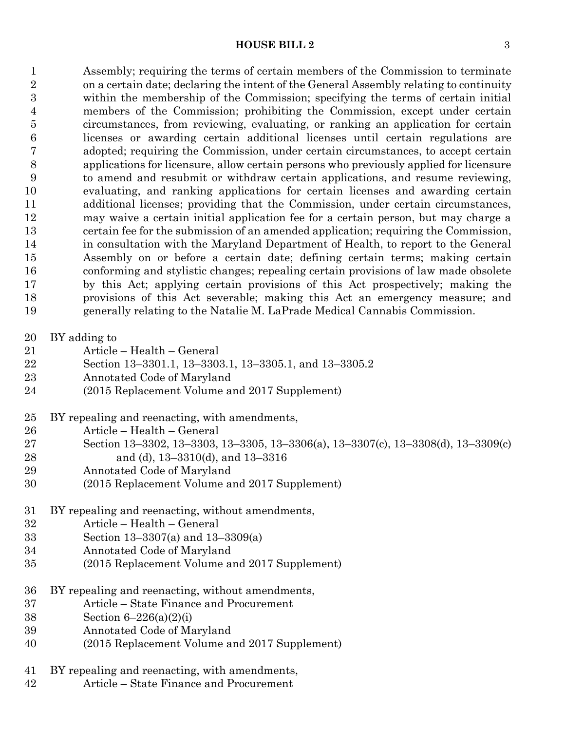Assembly; requiring the terms of certain members of the Commission to terminate on a certain date; declaring the intent of the General Assembly relating to continuity within the membership of the Commission; specifying the terms of certain initial members of the Commission; prohibiting the Commission, except under certain circumstances, from reviewing, evaluating, or ranking an application for certain licenses or awarding certain additional licenses until certain regulations are adopted; requiring the Commission, under certain circumstances, to accept certain applications for licensure, allow certain persons who previously applied for licensure to amend and resubmit or withdraw certain applications, and resume reviewing, evaluating, and ranking applications for certain licenses and awarding certain additional licenses; providing that the Commission, under certain circumstances, may waive a certain initial application fee for a certain person, but may charge a certain fee for the submission of an amended application; requiring the Commission, in consultation with the Maryland Department of Health, to report to the General Assembly on or before a certain date; defining certain terms; making certain conforming and stylistic changes; repealing certain provisions of law made obsolete by this Act; applying certain provisions of this Act prospectively; making the provisions of this Act severable; making this Act an emergency measure; and generally relating to the Natalie M. LaPrade Medical Cannabis Commission.

BY adding to
Article – Health – General
Section 13–3301.1, 13–3303.1, 13–3305.1, and 13–3305.2
Annotated Code of Maryland
(2015 Replacement Volume and 2017 Supplement)

BY repealing and reenacting, with amendments,
Article – Health – General
Section 13–3302, 13–3303, 13–3305, 13–3306(a), 13–3307(c), 13–3308(d), 13–3309(c) and (d), 13–3310(d), and 13–3316
Annotated Code of Maryland
(2015 Replacement Volume and 2017 Supplement)

BY repealing and reenacting, without amendments,
Article – Health – General
Section 13–3307(a) and 13–3309(a)
Annotated Code of Maryland
(2015 Replacement Volume and 2017 Supplement)

BY repealing and reenacting, without amendments,
Article – State Finance and Procurement
Section 6–226(a)(2)(i)
Annotated Code of Maryland
(2015 Replacement Volume and 2017 Supplement)

BY repealing and reenacting, with amendments,
Article – State Finance and Procurement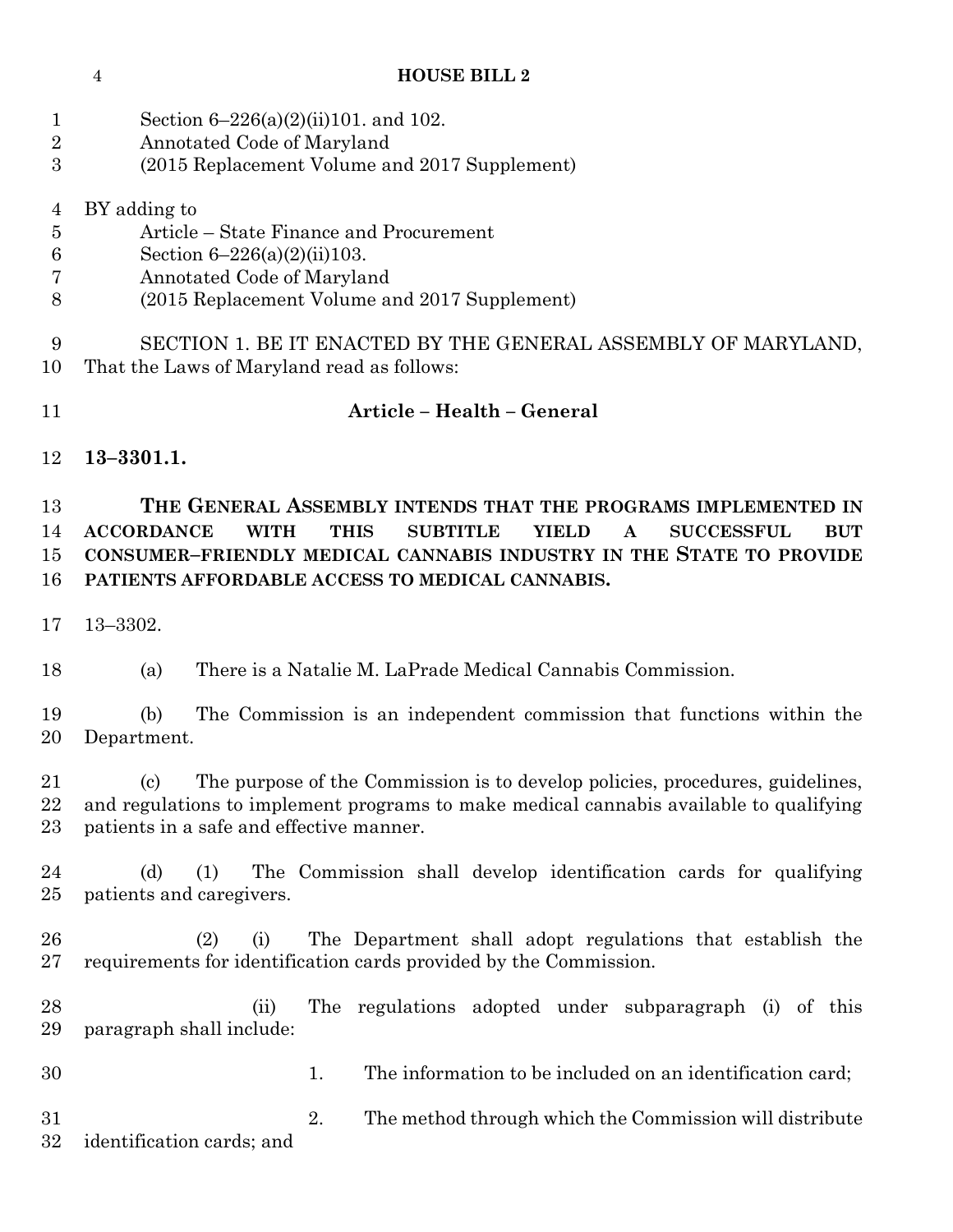Section 6–226(a)(2)(ii)101. and 102.
Annotated Code of Maryland
(2015 Replacement Volume and 2017 Supplement)

BY adding to
Article – State Finance and Procurement
Section 6–226(a)(2)(ii)103.
Annotated Code of Maryland
(2015 Replacement Volume and 2017 Supplement)

SECTION 1. BE IT ENACTED BY THE GENERAL ASSEMBLY OF MARYLAND, That the Laws of Maryland read as follows:

**Article – Health – General**

**13–3301.1.**

**THE GENERAL ASSEMBLY INTENDS THAT THE PROGRAMS IMPLEMENTED IN ACCORDANCE WITH THIS SUBTITLE YIELD A SUCCESSFUL BUT CONSUMER–FRIENDLY MEDICAL CANNABIS INDUSTRY IN THE STATE TO PROVIDE PATIENTS AFFORDABLE ACCESS TO MEDICAL CANNABIS.**

13–3302.

(a) There is a Natalie M. LaPrade Medical Cannabis Commission.

(b) The Commission is an independent commission that functions within the Department.

(c) The purpose of the Commission is to develop policies, procedures, guidelines, and regulations to implement programs to make medical cannabis available to qualifying patients in a safe and effective manner.

(d) (1) The Commission shall develop identification cards for qualifying patients and caregivers.

(2) (i) The Department shall adopt regulations that establish the requirements for identification cards provided by the Commission.

(ii) The regulations adopted under subparagraph (i) of this paragraph shall include:

1. The information to be included on an identification card;

2. The method through which the Commission will distribute identification cards; and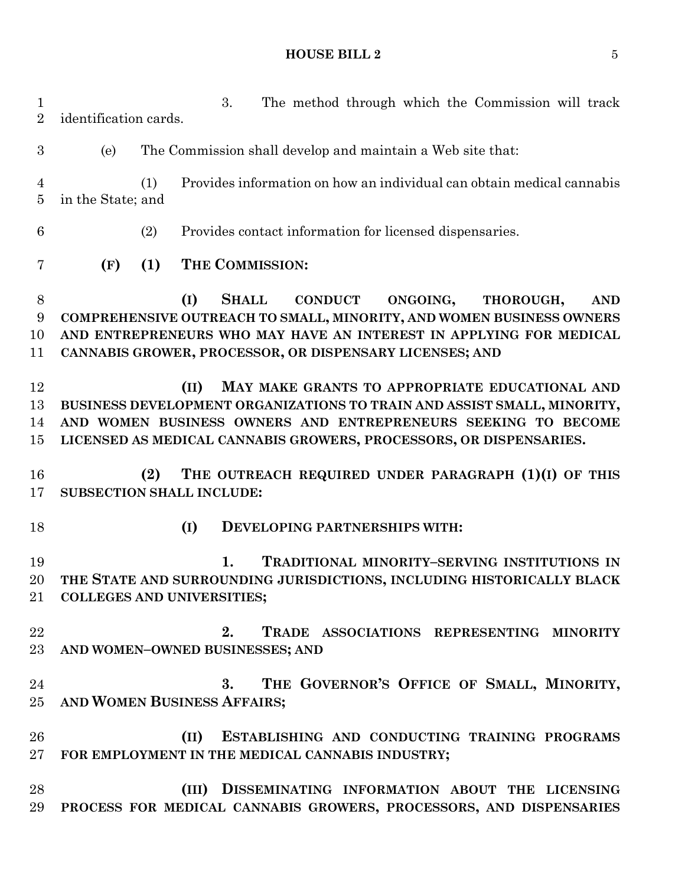3. The method through which the Commission will track identification cards.

(e) The Commission shall develop and maintain a Web site that:

(1) Provides information on how an individual can obtain medical cannabis in the State; and

(2) Provides contact information for licensed dispensaries.

**(F) (1) THE COMMISSION:**

**(I) SHALL CONDUCT ONGOING, THOROUGH, AND COMPREHENSIVE OUTREACH TO SMALL, MINORITY, AND WOMEN BUSINESS OWNERS AND ENTREPRENEURS WHO MAY HAVE AN INTEREST IN APPLYING FOR MEDICAL CANNABIS GROWER, PROCESSOR, OR DISPENSARY LICENSES; AND**

**(II) MAY MAKE GRANTS TO APPROPRIATE EDUCATIONAL AND BUSINESS DEVELOPMENT ORGANIZATIONS TO TRAIN AND ASSIST SMALL, MINORITY, AND WOMEN BUSINESS OWNERS AND ENTREPRENEURS SEEKING TO BECOME LICENSED AS MEDICAL CANNABIS GROWERS, PROCESSORS, OR DISPENSARIES.**

**(2) THE OUTREACH REQUIRED UNDER PARAGRAPH (1)(I) OF THIS SUBSECTION SHALL INCLUDE:**

**(I) DEVELOPING PARTNERSHIPS WITH:**

**1. TRADITIONAL MINORITY–SERVING INSTITUTIONS IN THE STATE AND SURROUNDING JURISDICTIONS, INCLUDING HISTORICALLY BLACK COLLEGES AND UNIVERSITIES;**

**2. TRADE ASSOCIATIONS REPRESENTING MINORITY AND WOMEN–OWNED BUSINESSES; AND**

**3. THE GOVERNOR'S OFFICE OF SMALL, MINORITY, AND WOMEN BUSINESS AFFAIRS;**

**(II) ESTABLISHING AND CONDUCTING TRAINING PROGRAMS FOR EMPLOYMENT IN THE MEDICAL CANNABIS INDUSTRY;**

**(III) DISSEMINATING INFORMATION ABOUT THE LICENSING PROCESS FOR MEDICAL CANNABIS GROWERS, PROCESSORS, AND DISPENSARIES**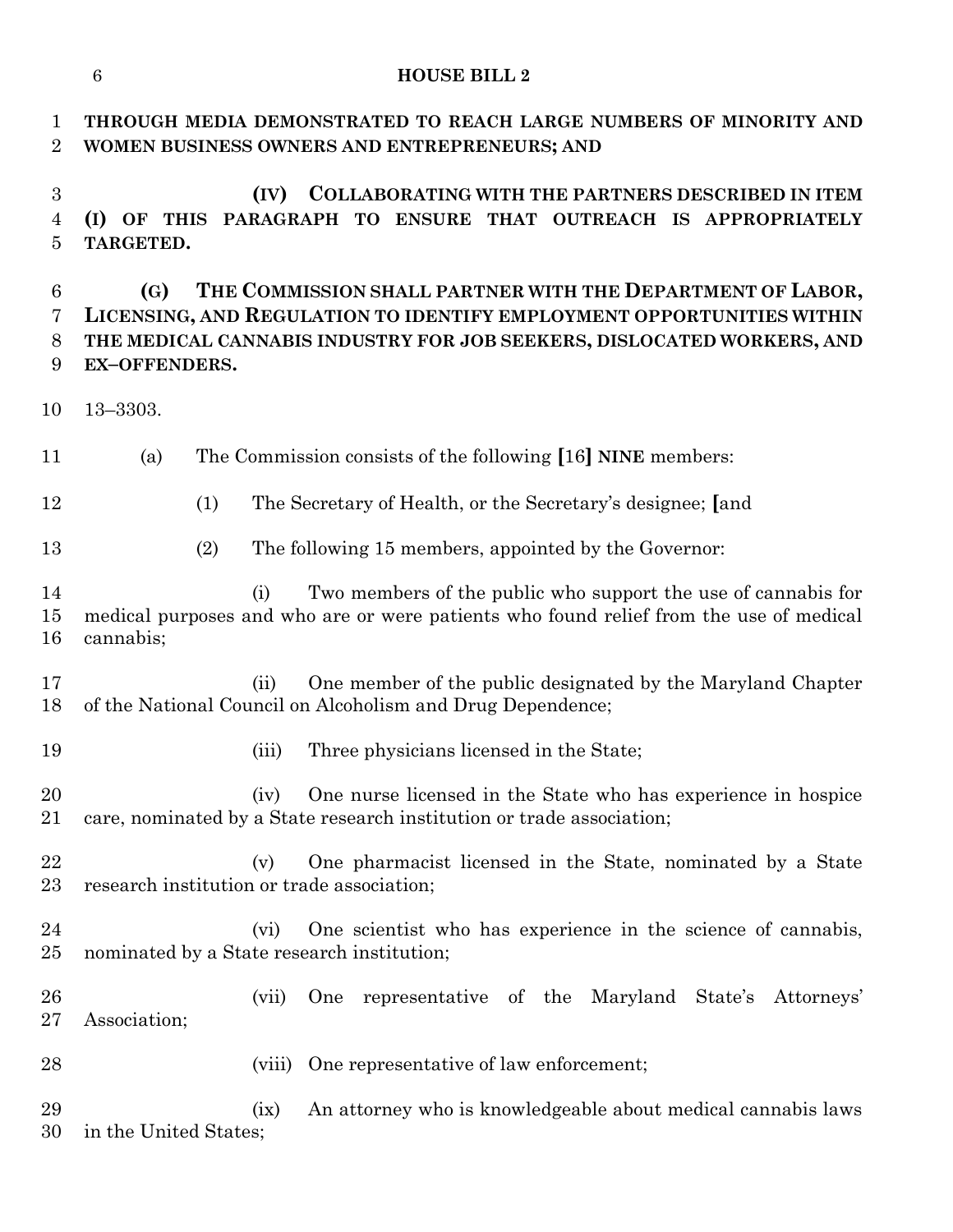**THROUGH MEDIA DEMONSTRATED TO REACH LARGE NUMBERS OF MINORITY AND WOMEN BUSINESS OWNERS AND ENTREPRENEURS; AND**

**(IV) COLLABORATING WITH THE PARTNERS DESCRIBED IN ITEM (I) OF THIS PARAGRAPH TO ENSURE THAT OUTREACH IS APPROPRIATELY TARGETED.**

**(G) THE COMMISSION SHALL PARTNER WITH THE DEPARTMENT OF LABOR, LICENSING, AND REGULATION TO IDENTIFY EMPLOYMENT OPPORTUNITIES WITHIN THE MEDICAL CANNABIS INDUSTRY FOR JOB SEEKERS, DISLOCATED WORKERS, AND EX–OFFENDERS.**

13–3303.

(a) The Commission consists of the following **[**16**]** **NINE** members:

(1) The Secretary of Health, or the Secretary's designee; **[**and

(2) The following 15 members, appointed by the Governor:

(i) Two members of the public who support the use of cannabis for medical purposes and who are or were patients who found relief from the use of medical cannabis;

(ii) One member of the public designated by the Maryland Chapter of the National Council on Alcoholism and Drug Dependence;

(iii) Three physicians licensed in the State;

(iv) One nurse licensed in the State who has experience in hospice care, nominated by a State research institution or trade association;

(v) One pharmacist licensed in the State, nominated by a State research institution or trade association;

(vi) One scientist who has experience in the science of cannabis, nominated by a State research institution;

(vii) One representative of the Maryland State's Attorneys' Association;

(viii) One representative of law enforcement;

(ix) An attorney who is knowledgeable about medical cannabis laws in the United States;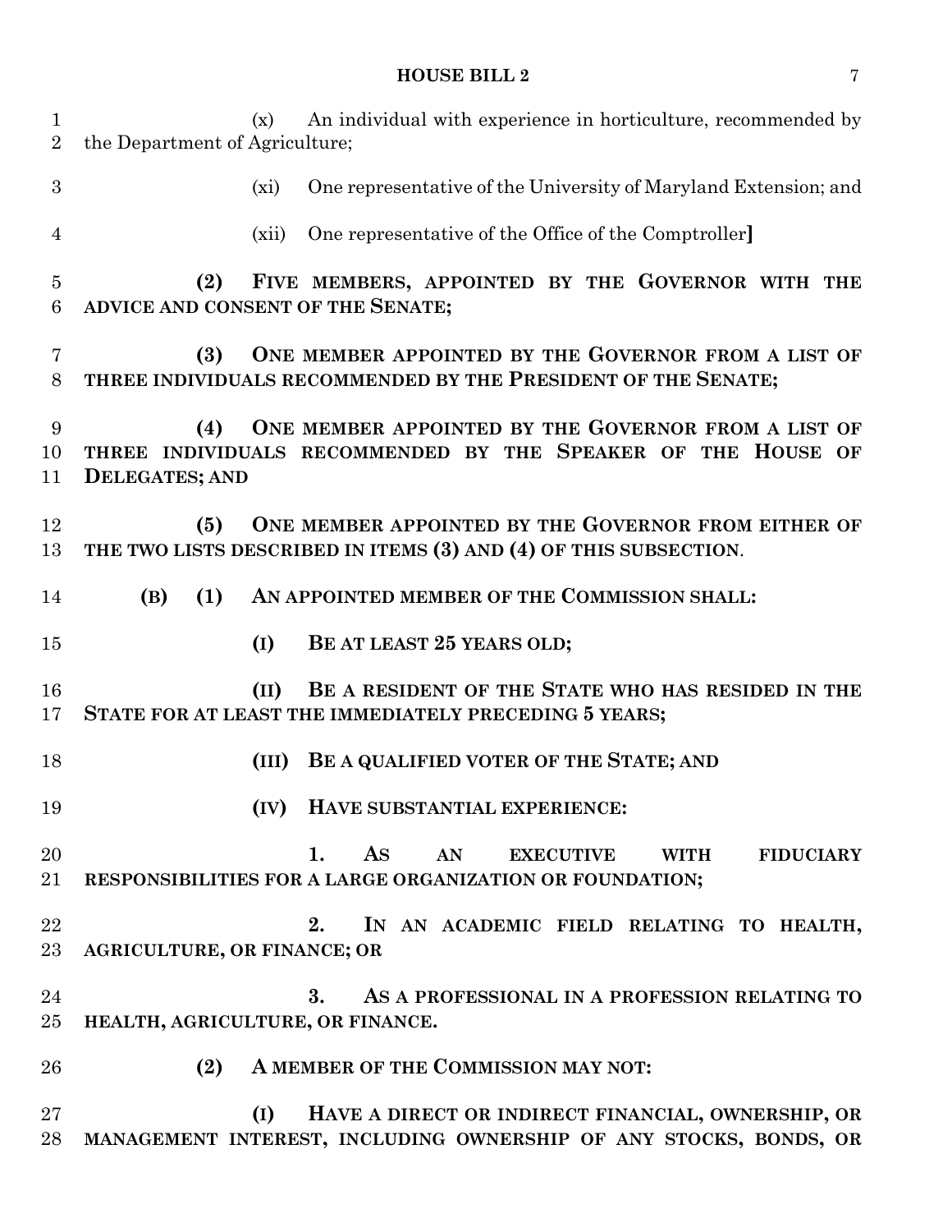(x) An individual with experience in horticulture, recommended by the Department of Agriculture;

(xi) One representative of the University of Maryland Extension; and

(xii) One representative of the Office of the Comptroller**]**

**(2) FIVE MEMBERS, APPOINTED BY THE GOVERNOR WITH THE ADVICE AND CONSENT OF THE SENATE;**

**(3) ONE MEMBER APPOINTED BY THE GOVERNOR FROM A LIST OF THREE INDIVIDUALS RECOMMENDED BY THE PRESIDENT OF THE SENATE;**

**(4) ONE MEMBER APPOINTED BY THE GOVERNOR FROM A LIST OF THREE INDIVIDUALS RECOMMENDED BY THE SPEAKER OF THE HOUSE OF DELEGATES; AND**

**(5) ONE MEMBER APPOINTED BY THE GOVERNOR FROM EITHER OF THE TWO LISTS DESCRIBED IN ITEMS (3) AND (4) OF THIS SUBSECTION**.

**(B) (1) AN APPOINTED MEMBER OF THE COMMISSION SHALL:**

**(I) BE AT LEAST 25 YEARS OLD;**

**(II) BE A RESIDENT OF THE STATE WHO HAS RESIDED IN THE STATE FOR AT LEAST THE IMMEDIATELY PRECEDING 5 YEARS;**

**(III) BE A QUALIFIED VOTER OF THE STATE; AND**

**(IV) HAVE SUBSTANTIAL EXPERIENCE:**

**1. AS AN EXECUTIVE WITH FIDUCIARY RESPONSIBILITIES FOR A LARGE ORGANIZATION OR FOUNDATION;**

**2. IN AN ACADEMIC FIELD RELATING TO HEALTH, AGRICULTURE, OR FINANCE; OR**

**3. AS A PROFESSIONAL IN A PROFESSION RELATING TO HEALTH, AGRICULTURE, OR FINANCE.**

**(2) A MEMBER OF THE COMMISSION MAY NOT:**

**(I) HAVE A DIRECT OR INDIRECT FINANCIAL, OWNERSHIP, OR MANAGEMENT INTEREST, INCLUDING OWNERSHIP OF ANY STOCKS, BONDS, OR**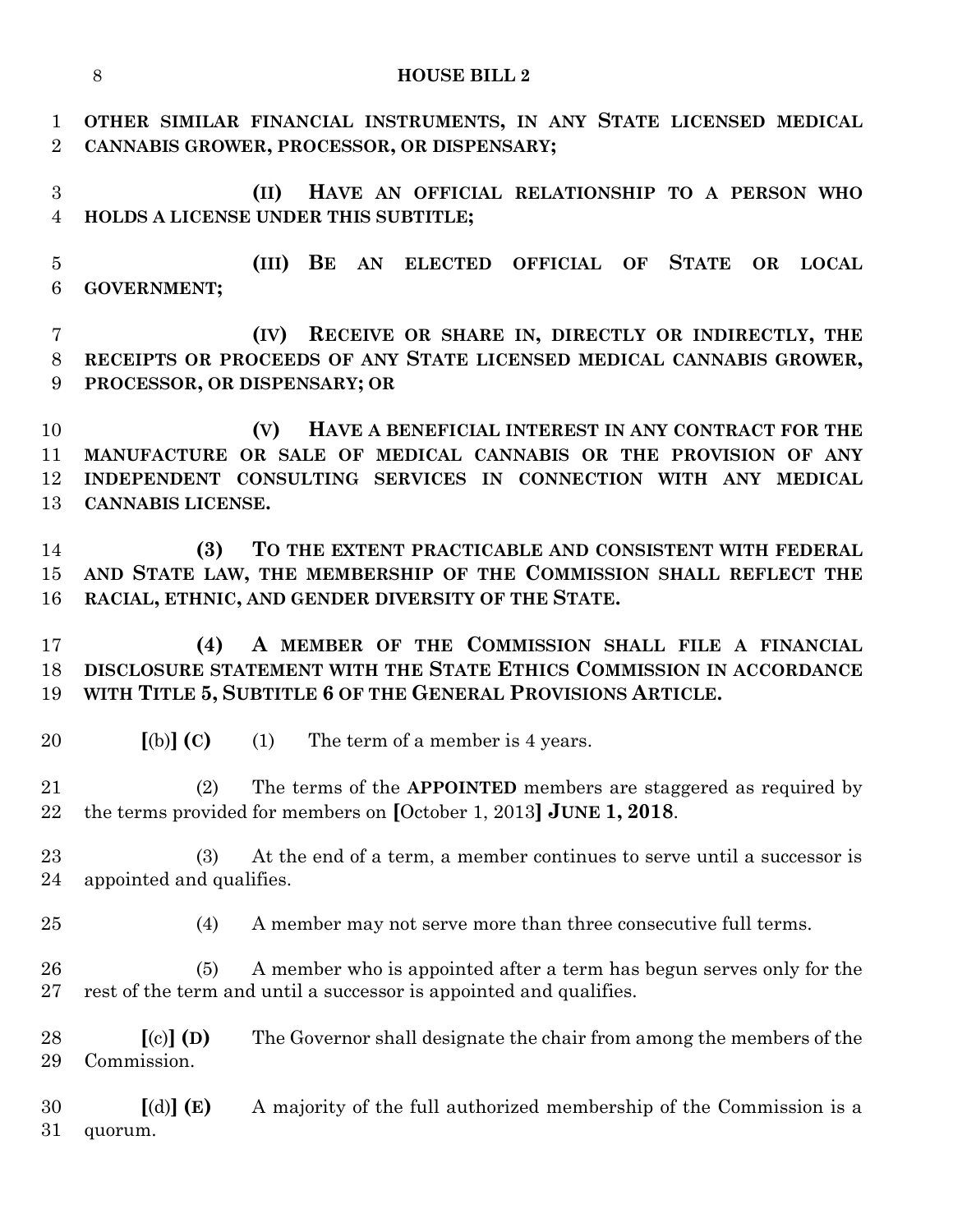**OTHER SIMILAR FINANCIAL INSTRUMENTS, IN ANY STATE LICENSED MEDICAL CANNABIS GROWER, PROCESSOR, OR DISPENSARY;**

**(II) HAVE AN OFFICIAL RELATIONSHIP TO A PERSON WHO HOLDS A LICENSE UNDER THIS SUBTITLE;**

**(III) BE AN ELECTED OFFICIAL OF STATE OR LOCAL GOVERNMENT;**

**(IV) RECEIVE OR SHARE IN, DIRECTLY OR INDIRECTLY, THE RECEIPTS OR PROCEEDS OF ANY STATE LICENSED MEDICAL CANNABIS GROWER, PROCESSOR, OR DISPENSARY; OR**

**(V) HAVE A BENEFICIAL INTEREST IN ANY CONTRACT FOR THE MANUFACTURE OR SALE OF MEDICAL CANNABIS OR THE PROVISION OF ANY INDEPENDENT CONSULTING SERVICES IN CONNECTION WITH ANY MEDICAL CANNABIS LICENSE.**

**(3) TO THE EXTENT PRACTICABLE AND CONSISTENT WITH FEDERAL AND STATE LAW, THE MEMBERSHIP OF THE COMMISSION SHALL REFLECT THE RACIAL, ETHNIC, AND GENDER DIVERSITY OF THE STATE.**

**(4) A MEMBER OF THE COMMISSION SHALL FILE A FINANCIAL DISCLOSURE STATEMENT WITH THE STATE ETHICS COMMISSION IN ACCORDANCE WITH TITLE 5, SUBTITLE 6 OF THE GENERAL PROVISIONS ARTICLE.**

**[**(b)**] (C)** (1) The term of a member is 4 years.

(2) The terms of the **APPOINTED** members are staggered as required by the terms provided for members on **[**October 1, 2013**] JUNE 1, 2018**.

(3) At the end of a term, a member continues to serve until a successor is appointed and qualifies.

(4) A member may not serve more than three consecutive full terms.

(5) A member who is appointed after a term has begun serves only for the rest of the term and until a successor is appointed and qualifies.

**[**(c)**] (D)** The Governor shall designate the chair from among the members of the Commission.

**[**(d)**] (E)** A majority of the full authorized membership of the Commission is a quorum.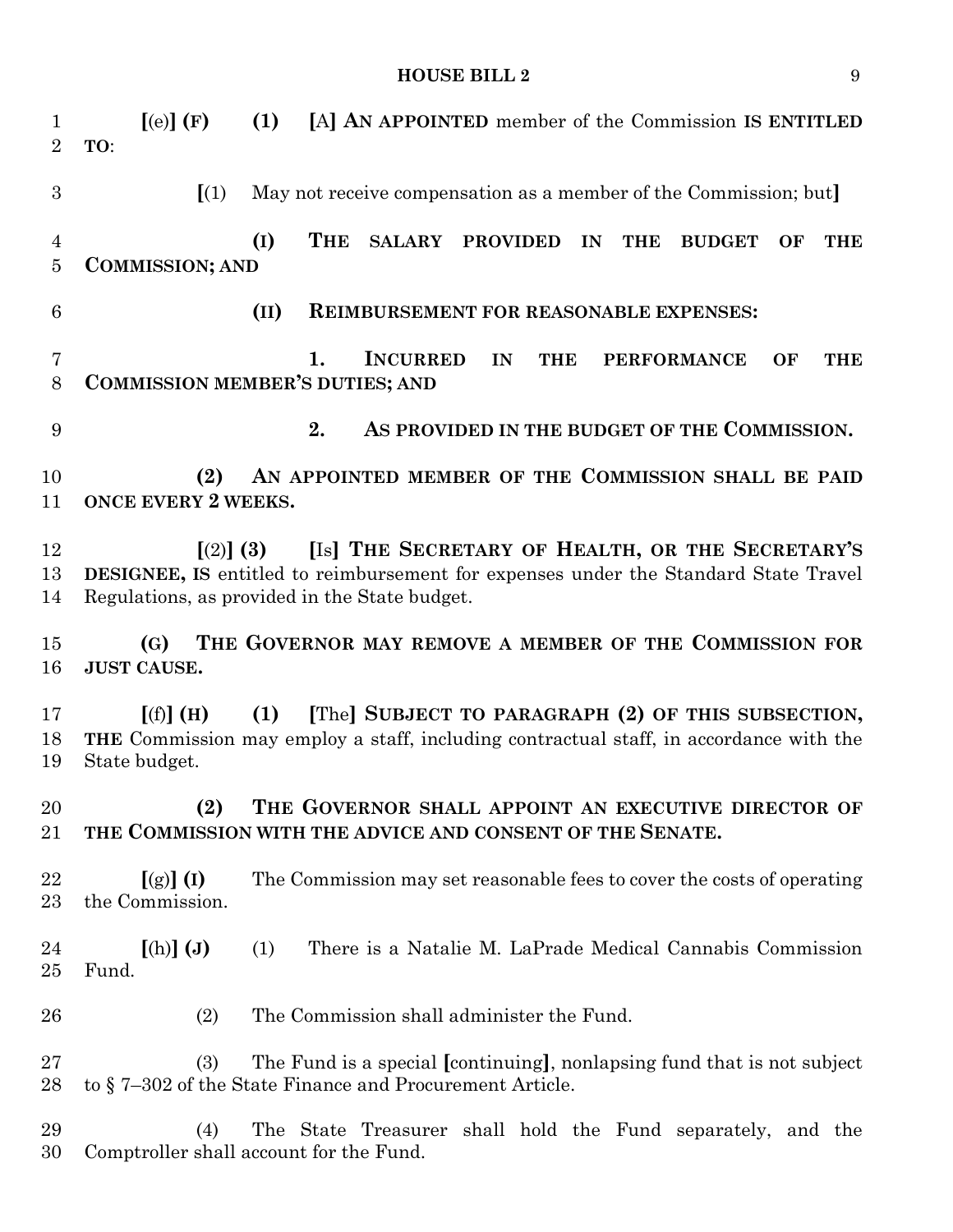**[**(e)**] (F)** **(1)** **[**A**] AN APPOINTED** member of the Commission **IS ENTITLED TO**:

**[**(1) May not receive compensation as a member of the Commission; but**]**

**(I) THE SALARY PROVIDED IN THE BUDGET OF THE COMMISSION; AND**

**(II) REIMBURSEMENT FOR REASONABLE EXPENSES:**

**1. INCURRED IN THE PERFORMANCE OF THE COMMISSION MEMBER'S DUTIES; AND**

**2. AS PROVIDED IN THE BUDGET OF THE COMMISSION.**

**(2) AN APPOINTED MEMBER OF THE COMMISSION SHALL BE PAID ONCE EVERY 2 WEEKS.**

**[**(2)**] (3)** **[**Is**] THE SECRETARY OF HEALTH, OR THE SECRETARY'S DESIGNEE, IS** entitled to reimbursement for expenses under the Standard State Travel Regulations, as provided in the State budget.

**(G) THE GOVERNOR MAY REMOVE A MEMBER OF THE COMMISSION FOR JUST CAUSE.**

**[**(f)**] (H)** **(1)** **[**The**] SUBJECT TO PARAGRAPH (2) OF THIS SUBSECTION, THE** Commission may employ a staff, including contractual staff, in accordance with the State budget.

**(2) THE GOVERNOR SHALL APPOINT AN EXECUTIVE DIRECTOR OF THE COMMISSION WITH THE ADVICE AND CONSENT OF THE SENATE.**

**[**(g)**] (I)** The Commission may set reasonable fees to cover the costs of operating the Commission.

**[**(h)**] (J)** (1) There is a Natalie M. LaPrade Medical Cannabis Commission Fund.

(2) The Commission shall administer the Fund.

(3) The Fund is a special **[**continuing**]**, nonlapsing fund that is not subject to § 7–302 of the State Finance and Procurement Article.

(4) The State Treasurer shall hold the Fund separately, and the Comptroller shall account for the Fund.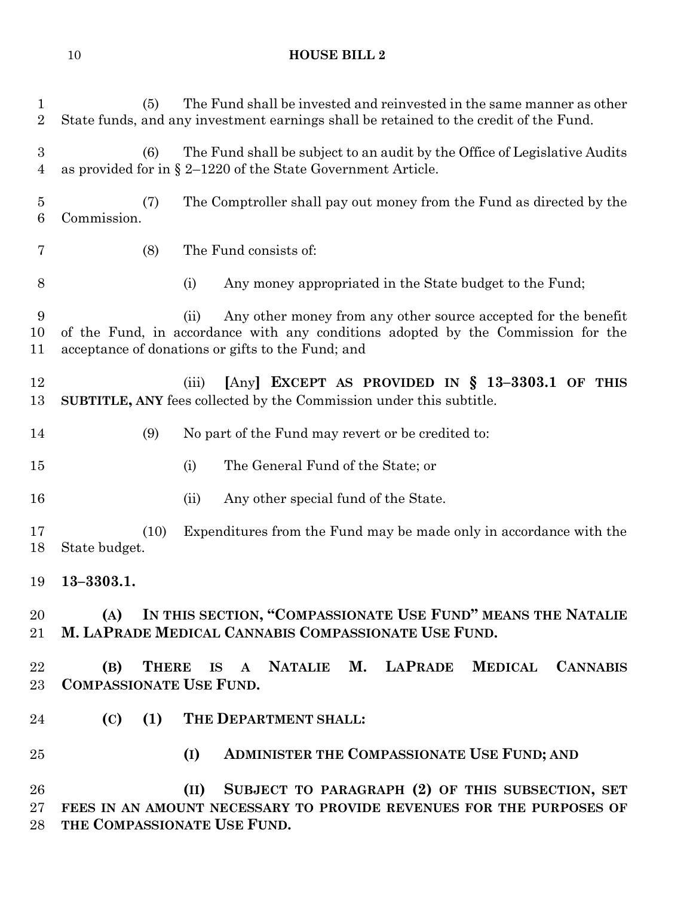(5) The Fund shall be invested and reinvested in the same manner as other State funds, and any investment earnings shall be retained to the credit of the Fund.

(6) The Fund shall be subject to an audit by the Office of Legislative Audits as provided for in § 2–1220 of the State Government Article.

(7) The Comptroller shall pay out money from the Fund as directed by the Commission.

(8) The Fund consists of:

(i) Any money appropriated in the State budget to the Fund;

(ii) Any other money from any other source accepted for the benefit of the Fund, in accordance with any conditions adopted by the Commission for the acceptance of donations or gifts to the Fund; and

(iii) [Any] **EXCEPT AS PROVIDED IN § 13–3303.1 OF THIS SUBTITLE, ANY** fees collected by the Commission under this subtitle.

(9) No part of the Fund may revert or be credited to:

(i) The General Fund of the State; or

(ii) Any other special fund of the State.

(10) Expenditures from the Fund may be made only in accordance with the State budget.

**13–3303.1.**

**(A) IN THIS SECTION, "COMPASSIONATE USE FUND" MEANS THE NATALIE M. LAPRADE MEDICAL CANNABIS COMPASSIONATE USE FUND.**

**(B) THERE IS A NATALIE M. LAPRADE MEDICAL CANNABIS COMPASSIONATE USE FUND.**

**(C) (1) THE DEPARTMENT SHALL:**

**(I) ADMINISTER THE COMPASSIONATE USE FUND; AND**

**(II) SUBJECT TO PARAGRAPH (2) OF THIS SUBSECTION, SET FEES IN AN AMOUNT NECESSARY TO PROVIDE REVENUES FOR THE PURPOSES OF THE COMPASSIONATE USE FUND.**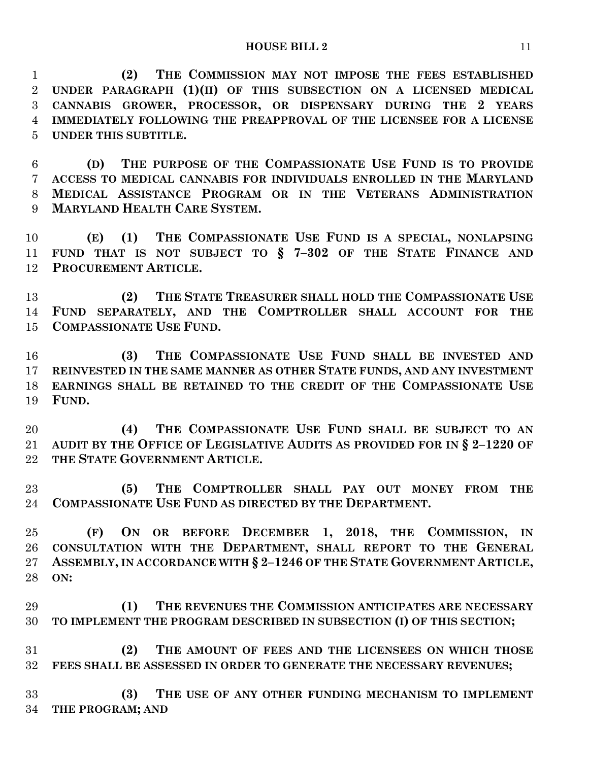**(2) THE COMMISSION MAY NOT IMPOSE THE FEES ESTABLISHED UNDER PARAGRAPH (1)(II) OF THIS SUBSECTION ON A LICENSED MEDICAL CANNABIS GROWER, PROCESSOR, OR DISPENSARY DURING THE 2 YEARS IMMEDIATELY FOLLOWING THE PREAPPROVAL OF THE LICENSEE FOR A LICENSE UNDER THIS SUBTITLE.**

**(D) THE PURPOSE OF THE COMPASSIONATE USE FUND IS TO PROVIDE ACCESS TO MEDICAL CANNABIS FOR INDIVIDUALS ENROLLED IN THE MARYLAND MEDICAL ASSISTANCE PROGRAM OR IN THE VETERANS ADMINISTRATION MARYLAND HEALTH CARE SYSTEM.**

**(E) (1) THE COMPASSIONATE USE FUND IS A SPECIAL, NONLAPSING FUND THAT IS NOT SUBJECT TO § 7–302 OF THE STATE FINANCE AND PROCUREMENT ARTICLE.**

**(2) THE STATE TREASURER SHALL HOLD THE COMPASSIONATE USE FUND SEPARATELY, AND THE COMPTROLLER SHALL ACCOUNT FOR THE COMPASSIONATE USE FUND.**

**(3) THE COMPASSIONATE USE FUND SHALL BE INVESTED AND REINVESTED IN THE SAME MANNER AS OTHER STATE FUNDS, AND ANY INVESTMENT EARNINGS SHALL BE RETAINED TO THE CREDIT OF THE COMPASSIONATE USE FUND.**

**(4) THE COMPASSIONATE USE FUND SHALL BE SUBJECT TO AN AUDIT BY THE OFFICE OF LEGISLATIVE AUDITS AS PROVIDED FOR IN § 2–1220 OF THE STATE GOVERNMENT ARTICLE.**

**(5) THE COMPTROLLER SHALL PAY OUT MONEY FROM THE COMPASSIONATE USE FUND AS DIRECTED BY THE DEPARTMENT.**

**(F) ON OR BEFORE DECEMBER 1, 2018, THE COMMISSION, IN CONSULTATION WITH THE DEPARTMENT, SHALL REPORT TO THE GENERAL ASSEMBLY, IN ACCORDANCE WITH § 2–1246 OF THE STATE GOVERNMENT ARTICLE, ON:**

**(1) THE REVENUES THE COMMISSION ANTICIPATES ARE NECESSARY TO IMPLEMENT THE PROGRAM DESCRIBED IN SUBSECTION (I) OF THIS SECTION;**

**(2) THE AMOUNT OF FEES AND THE LICENSEES ON WHICH THOSE FEES SHALL BE ASSESSED IN ORDER TO GENERATE THE NECESSARY REVENUES;**

**(3) THE USE OF ANY OTHER FUNDING MECHANISM TO IMPLEMENT THE PROGRAM; AND**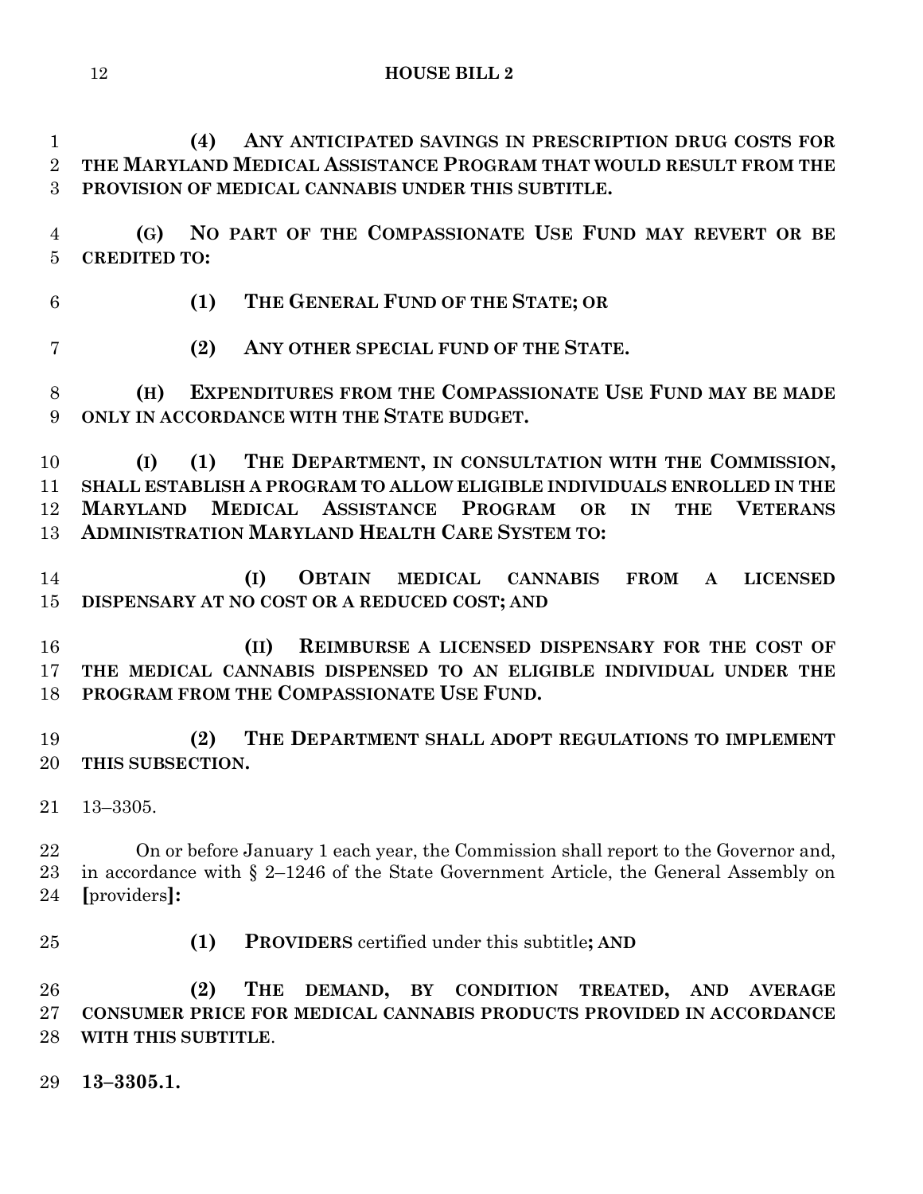**(4) ANY ANTICIPATED SAVINGS IN PRESCRIPTION DRUG COSTS FOR THE MARYLAND MEDICAL ASSISTANCE PROGRAM THAT WOULD RESULT FROM THE PROVISION OF MEDICAL CANNABIS UNDER THIS SUBTITLE.**

**(G) NO PART OF THE COMPASSIONATE USE FUND MAY REVERT OR BE CREDITED TO:**

**(1) THE GENERAL FUND OF THE STATE; OR**

**(2) ANY OTHER SPECIAL FUND OF THE STATE.**

**(H) EXPENDITURES FROM THE COMPASSIONATE USE FUND MAY BE MADE ONLY IN ACCORDANCE WITH THE STATE BUDGET.**

**(I) (1) THE DEPARTMENT, IN CONSULTATION WITH THE COMMISSION, SHALL ESTABLISH A PROGRAM TO ALLOW ELIGIBLE INDIVIDUALS ENROLLED IN THE MARYLAND MEDICAL ASSISTANCE PROGRAM OR IN THE VETERANS ADMINISTRATION MARYLAND HEALTH CARE SYSTEM TO:**

**(I) OBTAIN MEDICAL CANNABIS FROM A LICENSED DISPENSARY AT NO COST OR A REDUCED COST; AND**

**(II) REIMBURSE A LICENSED DISPENSARY FOR THE COST OF THE MEDICAL CANNABIS DISPENSED TO AN ELIGIBLE INDIVIDUAL UNDER THE PROGRAM FROM THE COMPASSIONATE USE FUND.**

**(2) THE DEPARTMENT SHALL ADOPT REGULATIONS TO IMPLEMENT THIS SUBSECTION.**

13–3305.

On or before January 1 each year, the Commission shall report to the Governor and, in accordance with § 2–1246 of the State Government Article, the General Assembly on **[**providers**]:**

**(1) PROVIDERS** certified under this subtitle**; AND**

**(2) THE DEMAND, BY CONDITION TREATED, AND AVERAGE CONSUMER PRICE FOR MEDICAL CANNABIS PRODUCTS PROVIDED IN ACCORDANCE WITH THIS SUBTITLE**.

**13–3305.1.**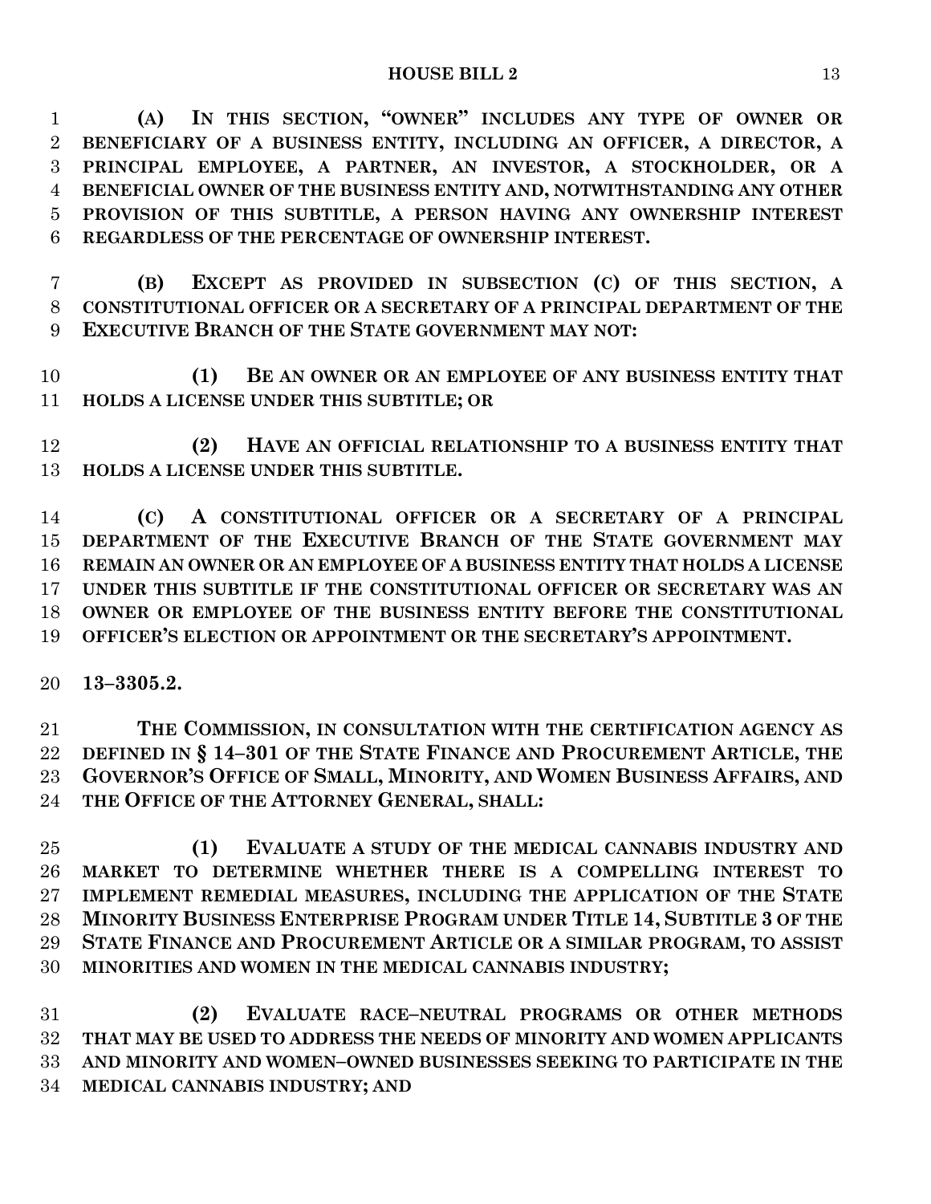**(A) IN THIS SECTION, "OWNER" INCLUDES ANY TYPE OF OWNER OR BENEFICIARY OF A BUSINESS ENTITY, INCLUDING AN OFFICER, A DIRECTOR, A PRINCIPAL EMPLOYEE, A PARTNER, AN INVESTOR, A STOCKHOLDER, OR A BENEFICIAL OWNER OF THE BUSINESS ENTITY AND, NOTWITHSTANDING ANY OTHER PROVISION OF THIS SUBTITLE, A PERSON HAVING ANY OWNERSHIP INTEREST REGARDLESS OF THE PERCENTAGE OF OWNERSHIP INTEREST.**

**(B) EXCEPT AS PROVIDED IN SUBSECTION (C) OF THIS SECTION, A CONSTITUTIONAL OFFICER OR A SECRETARY OF A PRINCIPAL DEPARTMENT OF THE EXECUTIVE BRANCH OF THE STATE GOVERNMENT MAY NOT:**

**(1) BE AN OWNER OR AN EMPLOYEE OF ANY BUSINESS ENTITY THAT HOLDS A LICENSE UNDER THIS SUBTITLE; OR**

**(2) HAVE AN OFFICIAL RELATIONSHIP TO A BUSINESS ENTITY THAT HOLDS A LICENSE UNDER THIS SUBTITLE.**

**(C) A CONSTITUTIONAL OFFICER OR A SECRETARY OF A PRINCIPAL DEPARTMENT OF THE EXECUTIVE BRANCH OF THE STATE GOVERNMENT MAY REMAIN AN OWNER OR AN EMPLOYEE OF A BUSINESS ENTITY THAT HOLDS A LICENSE UNDER THIS SUBTITLE IF THE CONSTITUTIONAL OFFICER OR SECRETARY WAS AN OWNER OR EMPLOYEE OF THE BUSINESS ENTITY BEFORE THE CONSTITUTIONAL OFFICER'S ELECTION OR APPOINTMENT OR THE SECRETARY'S APPOINTMENT.**

**13–3305.2.**

**THE COMMISSION, IN CONSULTATION WITH THE CERTIFICATION AGENCY AS DEFINED IN § 14–301 OF THE STATE FINANCE AND PROCUREMENT ARTICLE, THE GOVERNOR'S OFFICE OF SMALL, MINORITY, AND WOMEN BUSINESS AFFAIRS, AND THE OFFICE OF THE ATTORNEY GENERAL, SHALL:**

**(1) EVALUATE A STUDY OF THE MEDICAL CANNABIS INDUSTRY AND MARKET TO DETERMINE WHETHER THERE IS A COMPELLING INTEREST TO IMPLEMENT REMEDIAL MEASURES, INCLUDING THE APPLICATION OF THE STATE MINORITY BUSINESS ENTERPRISE PROGRAM UNDER TITLE 14, SUBTITLE 3 OF THE STATE FINANCE AND PROCUREMENT ARTICLE OR A SIMILAR PROGRAM, TO ASSIST MINORITIES AND WOMEN IN THE MEDICAL CANNABIS INDUSTRY;**

**(2) EVALUATE RACE–NEUTRAL PROGRAMS OR OTHER METHODS THAT MAY BE USED TO ADDRESS THE NEEDS OF MINORITY AND WOMEN APPLICANTS AND MINORITY AND WOMEN–OWNED BUSINESSES SEEKING TO PARTICIPATE IN THE MEDICAL CANNABIS INDUSTRY; AND**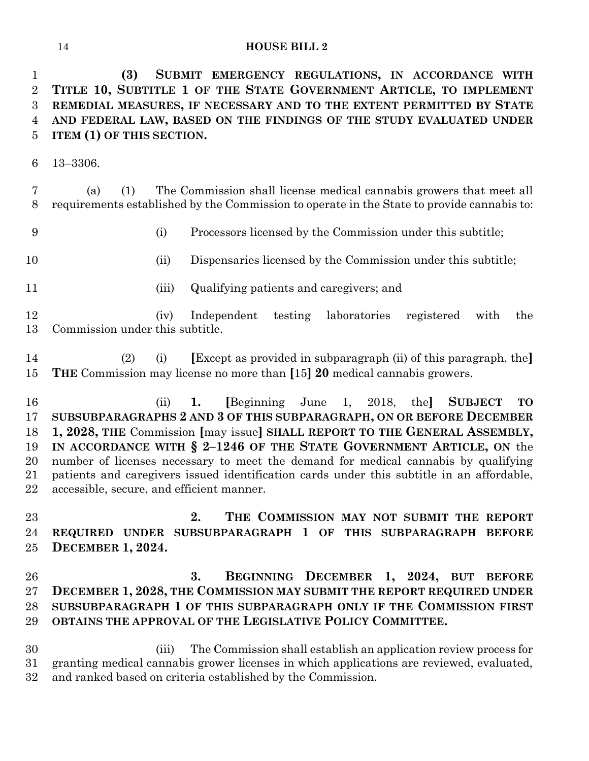**(3) SUBMIT EMERGENCY REGULATIONS, IN ACCORDANCE WITH TITLE 10, SUBTITLE 1 OF THE STATE GOVERNMENT ARTICLE, TO IMPLEMENT REMEDIAL MEASURES, IF NECESSARY AND TO THE EXTENT PERMITTED BY STATE AND FEDERAL LAW, BASED ON THE FINDINGS OF THE STUDY EVALUATED UNDER ITEM (1) OF THIS SECTION.**

13–3306.

(a) (1) The Commission shall license medical cannabis growers that meet all requirements established by the Commission to operate in the State to provide cannabis to:

(i) Processors licensed by the Commission under this subtitle;

(ii) Dispensaries licensed by the Commission under this subtitle;

(iii) Qualifying patients and caregivers; and

(iv) Independent testing laboratories registered with the Commission under this subtitle.

(2) (i) **[**Except as provided in subparagraph (ii) of this paragraph, the**]** **THE** Commission may license no more than **[**15**]** **20** medical cannabis growers.

(ii) **1.** **[**Beginning June 1, 2018, the**]** **SUBJECT TO SUBSUBPARAGRAPHS 2 AND 3 OF THIS SUBPARAGRAPH, ON OR BEFORE DECEMBER 1, 2028, THE** Commission **[**may issue**]** **SHALL REPORT TO THE GENERAL ASSEMBLY, IN ACCORDANCE WITH § 2–1246 OF THE STATE GOVERNMENT ARTICLE, ON** the number of licenses necessary to meet the demand for medical cannabis by qualifying patients and caregivers issued identification cards under this subtitle in an affordable, accessible, secure, and efficient manner.

**2. THE COMMISSION MAY NOT SUBMIT THE REPORT REQUIRED UNDER SUBSUBPARAGRAPH 1 OF THIS SUBPARAGRAPH BEFORE DECEMBER 1, 2024.**

**3. BEGINNING DECEMBER 1, 2024, BUT BEFORE DECEMBER 1, 2028, THE COMMISSION MAY SUBMIT THE REPORT REQUIRED UNDER SUBSUBPARAGRAPH 1 OF THIS SUBPARAGRAPH ONLY IF THE COMMISSION FIRST OBTAINS THE APPROVAL OF THE LEGISLATIVE POLICY COMMITTEE.**

(iii) The Commission shall establish an application review process for granting medical cannabis grower licenses in which applications are reviewed, evaluated, and ranked based on criteria established by the Commission.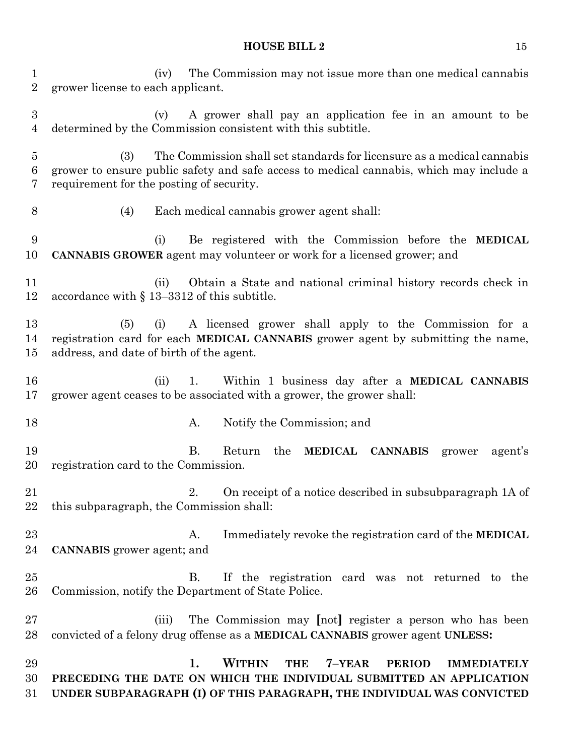(iv) The Commission may not issue more than one medical cannabis grower license to each applicant.

(v) A grower shall pay an application fee in an amount to be determined by the Commission consistent with this subtitle.

(3) The Commission shall set standards for licensure as a medical cannabis grower to ensure public safety and safe access to medical cannabis, which may include a requirement for the posting of security.

(4) Each medical cannabis grower agent shall:

(i) Be registered with the Commission before the **MEDICAL CANNABIS GROWER** agent may volunteer or work for a licensed grower; and

(ii) Obtain a State and national criminal history records check in accordance with § 13–3312 of this subtitle.

(5) (i) A licensed grower shall apply to the Commission for a registration card for each **MEDICAL CANNABIS** grower agent by submitting the name, address, and date of birth of the agent.

(ii) 1. Within 1 business day after a **MEDICAL CANNABIS** grower agent ceases to be associated with a grower, the grower shall:

A. Notify the Commission; and

B. Return the **MEDICAL CANNABIS** grower agent's registration card to the Commission.

2. On receipt of a notice described in subsubparagraph 1A of this subparagraph, the Commission shall:

A. Immediately revoke the registration card of the **MEDICAL CANNABIS** grower agent; and

B. If the registration card was not returned to the Commission, notify the Department of State Police.

(iii) The Commission may **[**not**]** register a person who has been convicted of a felony drug offense as a **MEDICAL CANNABIS** grower agent **UNLESS:**

**1. WITHIN THE 7–YEAR PERIOD IMMEDIATELY PRECEDING THE DATE ON WHICH THE INDIVIDUAL SUBMITTED AN APPLICATION UNDER SUBPARAGRAPH (I) OF THIS PARAGRAPH, THE INDIVIDUAL WAS CONVICTED**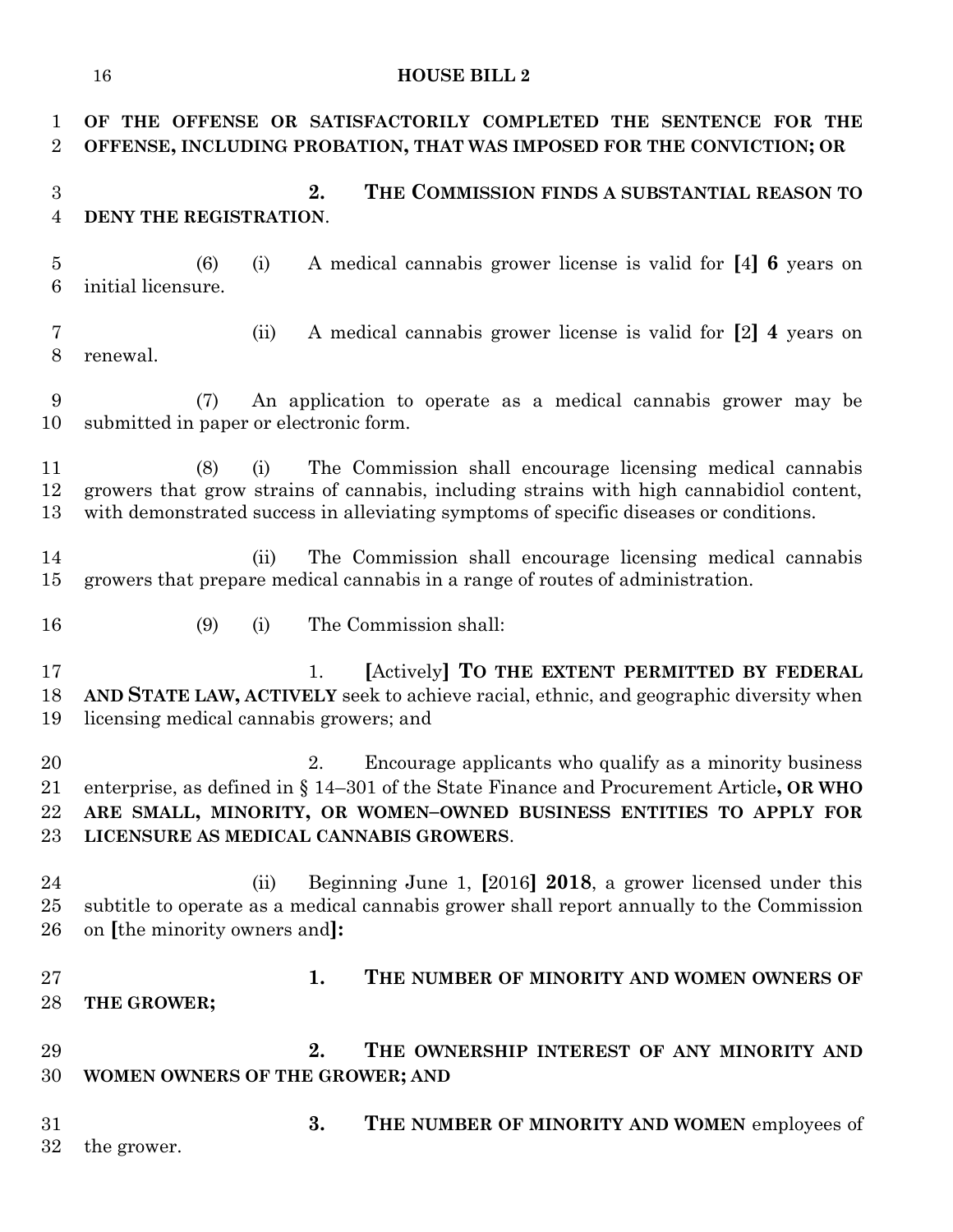**OF THE OFFENSE OR SATISFACTORILY COMPLETED THE SENTENCE FOR THE OFFENSE, INCLUDING PROBATION, THAT WAS IMPOSED FOR THE CONVICTION; OR**

**2. THE COMMISSION FINDS A SUBSTANTIAL REASON TO DENY THE REGISTRATION**.

(6) (i) A medical cannabis grower license is valid for **[**4**] 6** years on initial licensure.

(ii) A medical cannabis grower license is valid for **[**2**] 4** years on renewal.

(7) An application to operate as a medical cannabis grower may be submitted in paper or electronic form.

(8) (i) The Commission shall encourage licensing medical cannabis growers that grow strains of cannabis, including strains with high cannabidiol content, with demonstrated success in alleviating symptoms of specific diseases or conditions.

(ii) The Commission shall encourage licensing medical cannabis growers that prepare medical cannabis in a range of routes of administration.

(9) (i) The Commission shall:

1. **[**Actively**] TO THE EXTENT PERMITTED BY FEDERAL AND STATE LAW, ACTIVELY** seek to achieve racial, ethnic, and geographic diversity when licensing medical cannabis growers; and

2. Encourage applicants who qualify as a minority business enterprise, as defined in § 14–301 of the State Finance and Procurement Article**, OR WHO ARE SMALL, MINORITY, OR WOMEN–OWNED BUSINESS ENTITIES TO APPLY FOR LICENSURE AS MEDICAL CANNABIS GROWERS**.

(ii) Beginning June 1, **[**2016**] 2018**, a grower licensed under this subtitle to operate as a medical cannabis grower shall report annually to the Commission on **[**the minority owners and**]:**

**1. THE NUMBER OF MINORITY AND WOMEN OWNERS OF THE GROWER;**

**2. THE OWNERSHIP INTEREST OF ANY MINORITY AND WOMEN OWNERS OF THE GROWER; AND**

**3. THE NUMBER OF MINORITY AND WOMEN** employees of the grower.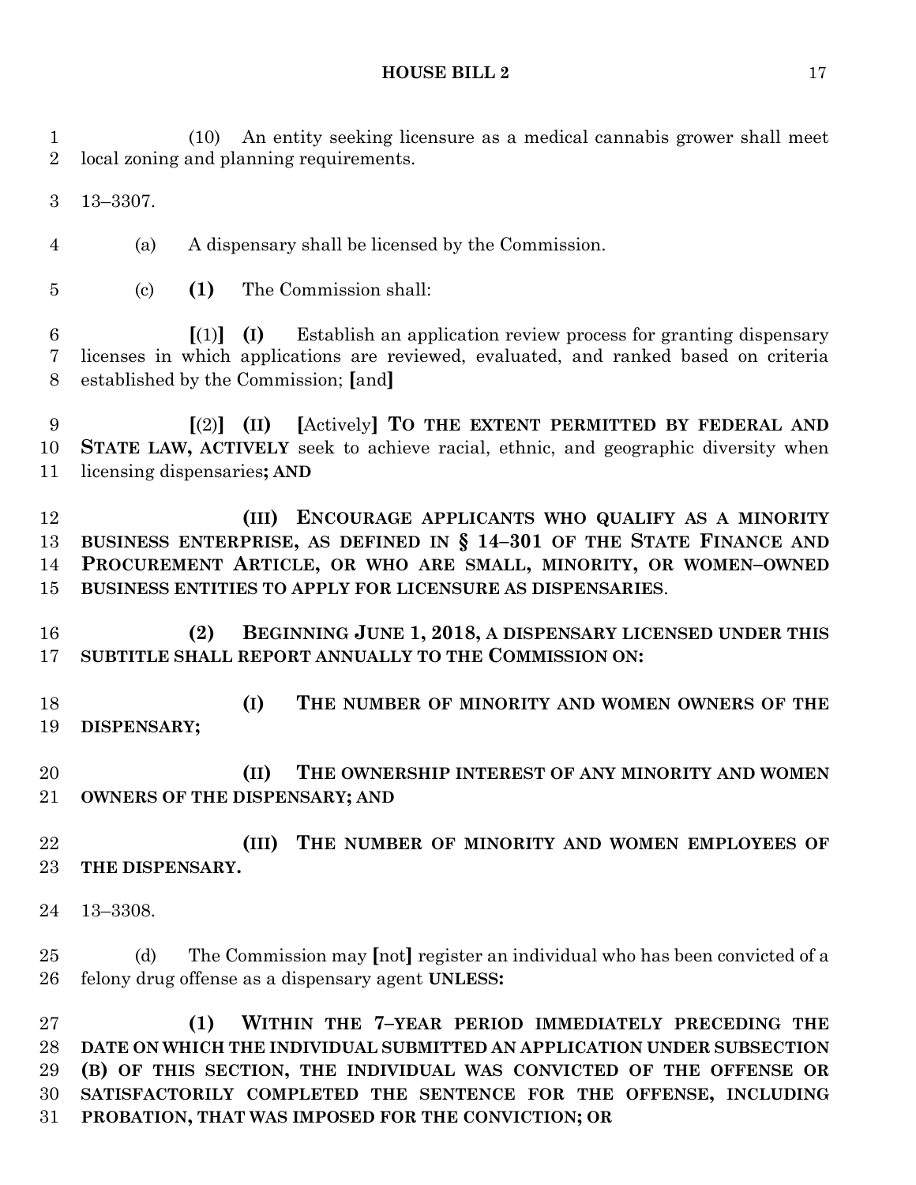(10) An entity seeking licensure as a medical cannabis grower shall meet local zoning and planning requirements.

13–3307.

(a) A dispensary shall be licensed by the Commission.

(c) **(1)** The Commission shall:

**[**(1)**]** **(I)** Establish an application review process for granting dispensary licenses in which applications are reviewed, evaluated, and ranked based on criteria established by the Commission; **[**and**]**

**[**(2)**]** **(II)** **[**Actively**]** **TO THE EXTENT PERMITTED BY FEDERAL AND STATE LAW, ACTIVELY** seek to achieve racial, ethnic, and geographic diversity when licensing dispensaries**; AND**

**(III) ENCOURAGE APPLICANTS WHO QUALIFY AS A MINORITY BUSINESS ENTERPRISE, AS DEFINED IN § 14–301 OF THE STATE FINANCE AND PROCUREMENT ARTICLE, OR WHO ARE SMALL, MINORITY, OR WOMEN–OWNED BUSINESS ENTITIES TO APPLY FOR LICENSURE AS DISPENSARIES**.

**(2) BEGINNING JUNE 1, 2018, A DISPENSARY LICENSED UNDER THIS SUBTITLE SHALL REPORT ANNUALLY TO THE COMMISSION ON:**

**(I) THE NUMBER OF MINORITY AND WOMEN OWNERS OF THE DISPENSARY;**

**(II) THE OWNERSHIP INTEREST OF ANY MINORITY AND WOMEN OWNERS OF THE DISPENSARY; AND**

**(III) THE NUMBER OF MINORITY AND WOMEN EMPLOYEES OF THE DISPENSARY.**

13–3308.

(d) The Commission may **[**not**]** register an individual who has been convicted of a felony drug offense as a dispensary agent **UNLESS:**

**(1) WITHIN THE 7–YEAR PERIOD IMMEDIATELY PRECEDING THE DATE ON WHICH THE INDIVIDUAL SUBMITTED AN APPLICATION UNDER SUBSECTION (B) OF THIS SECTION, THE INDIVIDUAL WAS CONVICTED OF THE OFFENSE OR SATISFACTORILY COMPLETED THE SENTENCE FOR THE OFFENSE, INCLUDING PROBATION, THAT WAS IMPOSED FOR THE CONVICTION; OR**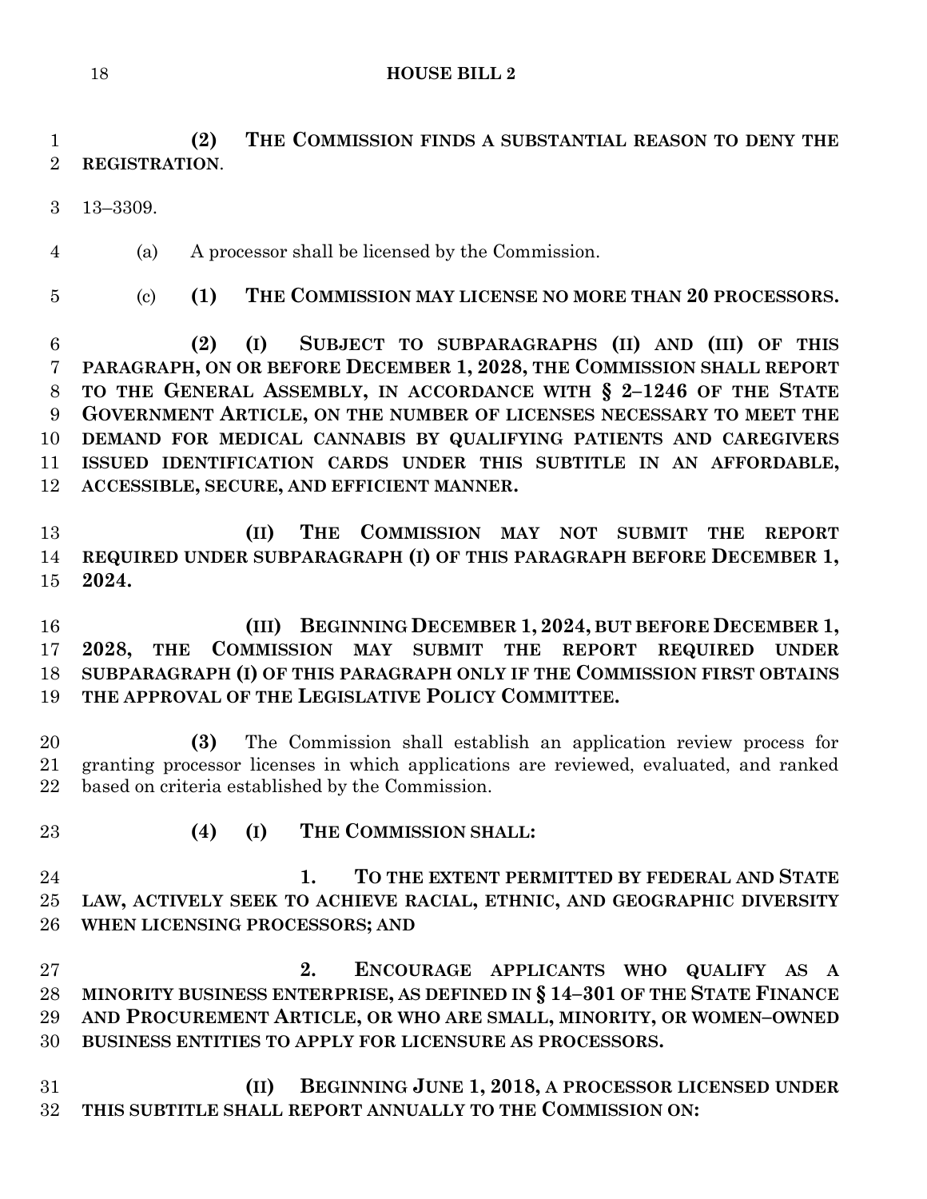**(2) THE COMMISSION FINDS A SUBSTANTIAL REASON TO DENY THE REGISTRATION**.

13–3309.

(a) A processor shall be licensed by the Commission.

(c) **(1) THE COMMISSION MAY LICENSE NO MORE THAN 20 PROCESSORS.**

**(2) (I) SUBJECT TO SUBPARAGRAPHS (II) AND (III) OF THIS PARAGRAPH, ON OR BEFORE DECEMBER 1, 2028, THE COMMISSION SHALL REPORT TO THE GENERAL ASSEMBLY, IN ACCORDANCE WITH § 2–1246 OF THE STATE GOVERNMENT ARTICLE, ON THE NUMBER OF LICENSES NECESSARY TO MEET THE DEMAND FOR MEDICAL CANNABIS BY QUALIFYING PATIENTS AND CAREGIVERS ISSUED IDENTIFICATION CARDS UNDER THIS SUBTITLE IN AN AFFORDABLE, ACCESSIBLE, SECURE, AND EFFICIENT MANNER.**

**(II) THE COMMISSION MAY NOT SUBMIT THE REPORT REQUIRED UNDER SUBPARAGRAPH (I) OF THIS PARAGRAPH BEFORE DECEMBER 1, 2024.**

**(III) BEGINNING DECEMBER 1, 2024, BUT BEFORE DECEMBER 1, 2028, THE COMMISSION MAY SUBMIT THE REPORT REQUIRED UNDER SUBPARAGRAPH (I) OF THIS PARAGRAPH ONLY IF THE COMMISSION FIRST OBTAINS THE APPROVAL OF THE LEGISLATIVE POLICY COMMITTEE.**

**(3)** The Commission shall establish an application review process for granting processor licenses in which applications are reviewed, evaluated, and ranked based on criteria established by the Commission.

**(4) (I) THE COMMISSION SHALL:**

**1. TO THE EXTENT PERMITTED BY FEDERAL AND STATE LAW, ACTIVELY SEEK TO ACHIEVE RACIAL, ETHNIC, AND GEOGRAPHIC DIVERSITY WHEN LICENSING PROCESSORS; AND**

**2. ENCOURAGE APPLICANTS WHO QUALIFY AS A MINORITY BUSINESS ENTERPRISE, AS DEFINED IN § 14–301 OF THE STATE FINANCE AND PROCUREMENT ARTICLE, OR WHO ARE SMALL, MINORITY, OR WOMEN–OWNED BUSINESS ENTITIES TO APPLY FOR LICENSURE AS PROCESSORS.**

**(II) BEGINNING JUNE 1, 2018, A PROCESSOR LICENSED UNDER THIS SUBTITLE SHALL REPORT ANNUALLY TO THE COMMISSION ON:**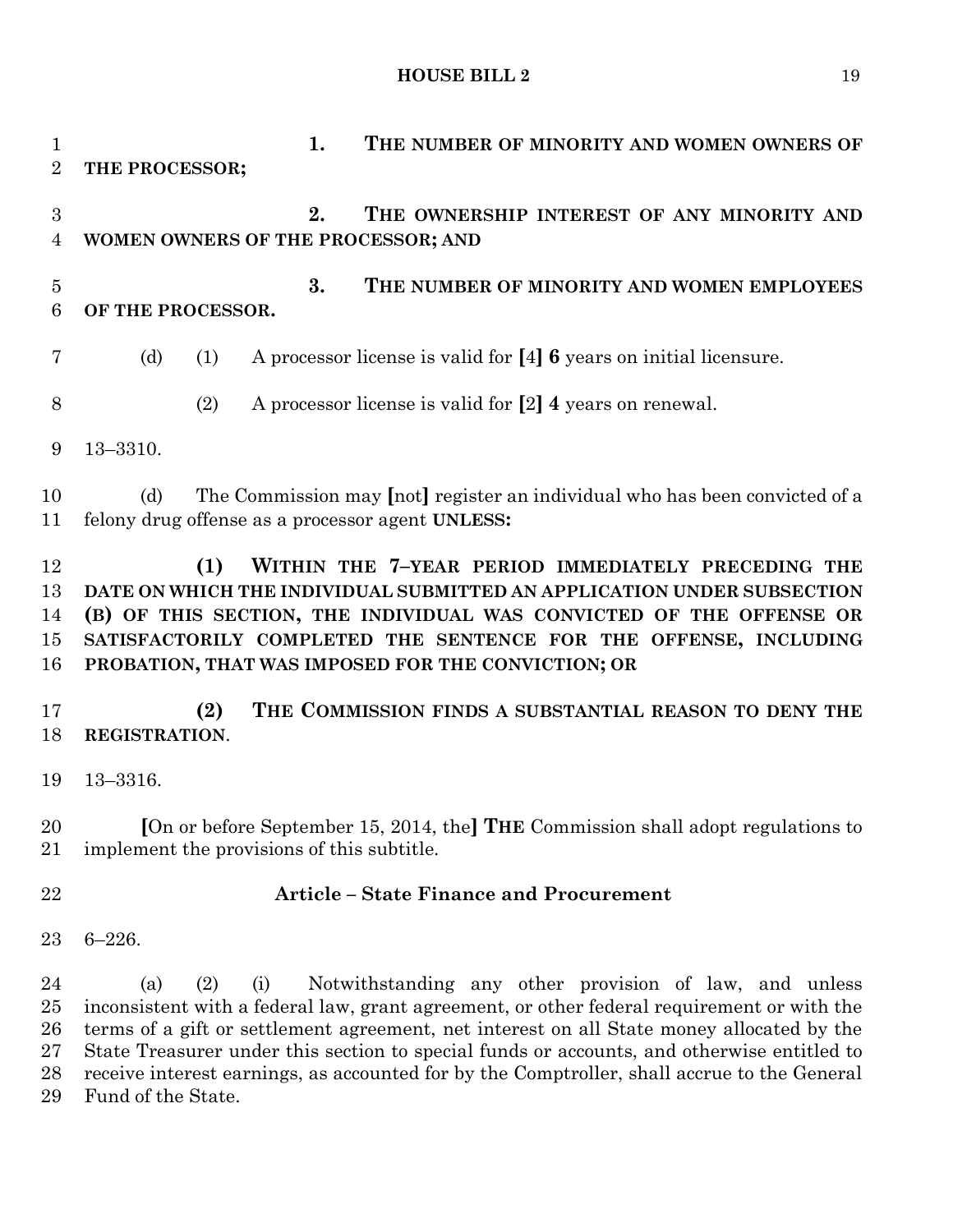1. **THE NUMBER OF MINORITY AND WOMEN OWNERS OF THE PROCESSOR;**

2. **THE OWNERSHIP INTEREST OF ANY MINORITY AND WOMEN OWNERS OF THE PROCESSOR; AND**

3. **THE NUMBER OF MINORITY AND WOMEN EMPLOYEES OF THE PROCESSOR.**

(d) (1) A processor license is valid for [4] **6** years on initial licensure.

(2) A processor license is valid for [2] **4** years on renewal.

13–3310.

(d) The Commission may [not] register an individual who has been convicted of a felony drug offense as a processor agent **UNLESS:**

**(1) WITHIN THE 7–YEAR PERIOD IMMEDIATELY PRECEDING THE DATE ON WHICH THE INDIVIDUAL SUBMITTED AN APPLICATION UNDER SUBSECTION (B) OF THIS SECTION, THE INDIVIDUAL WAS CONVICTED OF THE OFFENSE OR SATISFACTORILY COMPLETED THE SENTENCE FOR THE OFFENSE, INCLUDING PROBATION, THAT WAS IMPOSED FOR THE CONVICTION; OR**

**(2) THE COMMISSION FINDS A SUBSTANTIAL REASON TO DENY THE REGISTRATION**.

13–3316.

[On or before September 15, 2014, the] **THE** Commission shall adopt regulations to implement the provisions of this subtitle.

## Article – State Finance and Procurement

6–226.

(a) (2) (i) Notwithstanding any other provision of law, and unless inconsistent with a federal law, grant agreement, or other federal requirement or with the terms of a gift or settlement agreement, net interest on all State money allocated by the State Treasurer under this section to special funds or accounts, and otherwise entitled to receive interest earnings, as accounted for by the Comptroller, shall accrue to the General Fund of the State.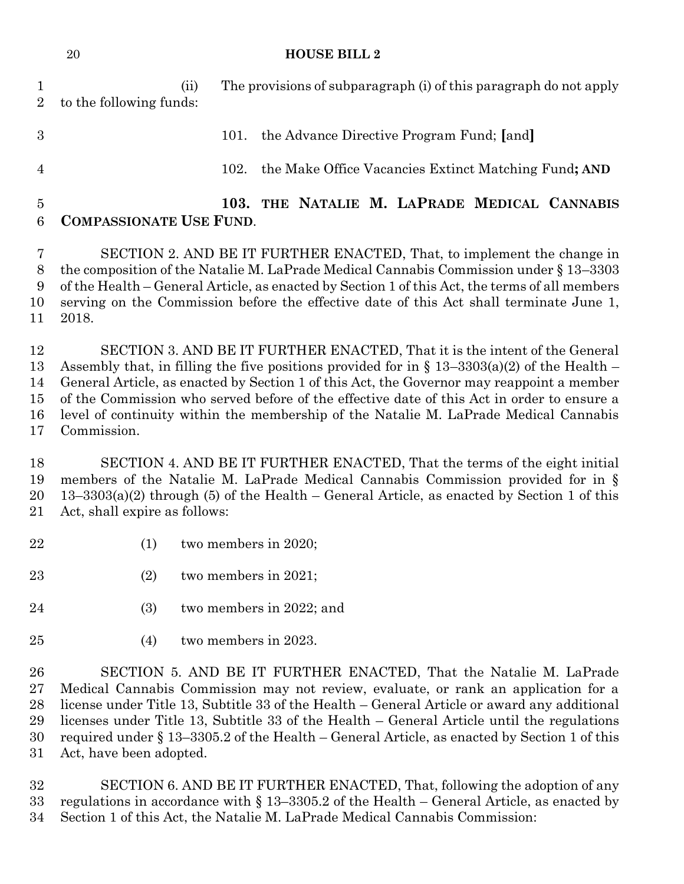(ii) The provisions of subparagraph (i) of this paragraph do not apply to the following funds:

101. the Advance Directive Program Fund; [and]

102. the Make Office Vacancies Extinct Matching Fund**; AND**

**103. THE NATALIE M. LAPRADE MEDICAL CANNABIS COMPASSIONATE USE FUND**.

SECTION 2. AND BE IT FURTHER ENACTED, That, to implement the change in the composition of the Natalie M. LaPrade Medical Cannabis Commission under § 13–3303 of the Health – General Article, as enacted by Section 1 of this Act, the terms of all members serving on the Commission before the effective date of this Act shall terminate June 1, 2018.

SECTION 3. AND BE IT FURTHER ENACTED, That it is the intent of the General Assembly that, in filling the five positions provided for in § 13–3303(a)(2) of the Health – General Article, as enacted by Section 1 of this Act, the Governor may reappoint a member of the Commission who served before of the effective date of this Act in order to ensure a level of continuity within the membership of the Natalie M. LaPrade Medical Cannabis Commission.

SECTION 4. AND BE IT FURTHER ENACTED, That the terms of the eight initial members of the Natalie M. LaPrade Medical Cannabis Commission provided for in § 13–3303(a)(2) through (5) of the Health – General Article, as enacted by Section 1 of this Act, shall expire as follows:

(1) two members in 2020;

(2) two members in 2021;

(3) two members in 2022; and

(4) two members in 2023.

SECTION 5. AND BE IT FURTHER ENACTED, That the Natalie M. LaPrade Medical Cannabis Commission may not review, evaluate, or rank an application for a license under Title 13, Subtitle 33 of the Health – General Article or award any additional licenses under Title 13, Subtitle 33 of the Health – General Article until the regulations required under § 13–3305.2 of the Health – General Article, as enacted by Section 1 of this Act, have been adopted.

SECTION 6. AND BE IT FURTHER ENACTED, That, following the adoption of any regulations in accordance with § 13–3305.2 of the Health – General Article, as enacted by Section 1 of this Act, the Natalie M. LaPrade Medical Cannabis Commission: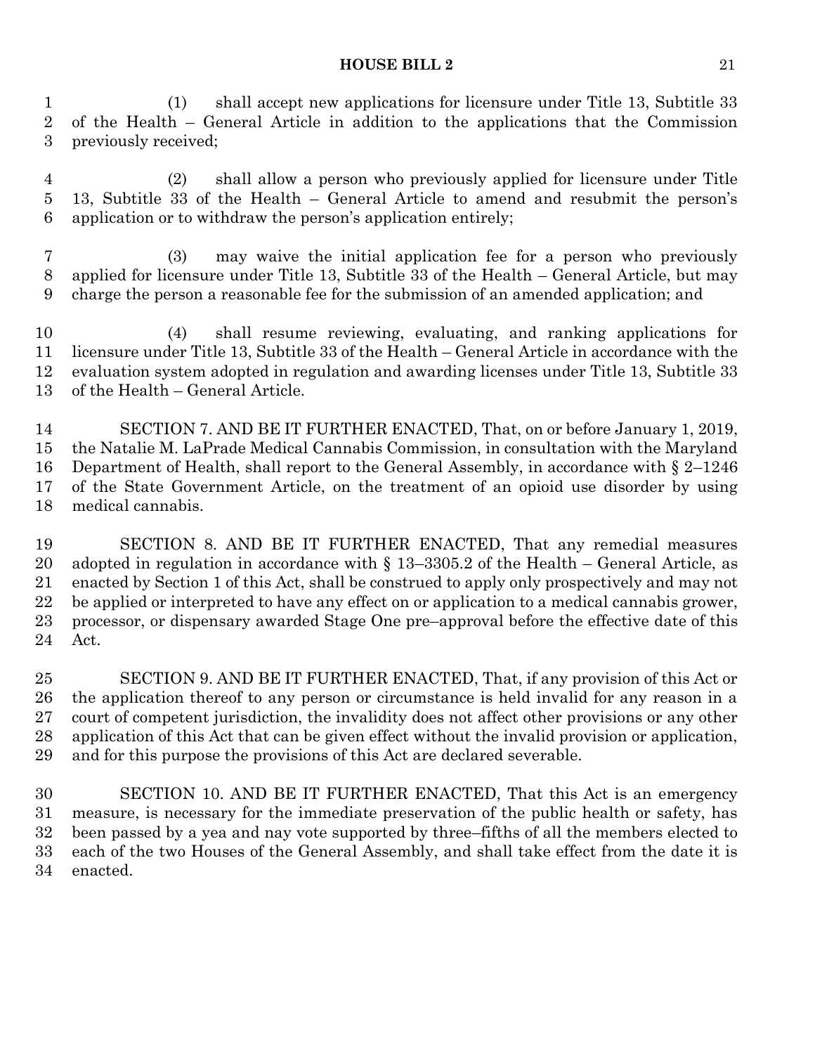(1) shall accept new applications for licensure under Title 13, Subtitle 33 of the Health – General Article in addition to the applications that the Commission previously received;

(2) shall allow a person who previously applied for licensure under Title 13, Subtitle 33 of the Health – General Article to amend and resubmit the person's application or to withdraw the person's application entirely;

(3) may waive the initial application fee for a person who previously applied for licensure under Title 13, Subtitle 33 of the Health – General Article, but may charge the person a reasonable fee for the submission of an amended application; and

(4) shall resume reviewing, evaluating, and ranking applications for licensure under Title 13, Subtitle 33 of the Health – General Article in accordance with the evaluation system adopted in regulation and awarding licenses under Title 13, Subtitle 33 of the Health – General Article.

SECTION 7. AND BE IT FURTHER ENACTED, That, on or before January 1, 2019, the Natalie M. LaPrade Medical Cannabis Commission, in consultation with the Maryland Department of Health, shall report to the General Assembly, in accordance with § 2–1246 of the State Government Article, on the treatment of an opioid use disorder by using medical cannabis.

SECTION 8. AND BE IT FURTHER ENACTED, That any remedial measures adopted in regulation in accordance with § 13–3305.2 of the Health – General Article, as enacted by Section 1 of this Act, shall be construed to apply only prospectively and may not be applied or interpreted to have any effect on or application to a medical cannabis grower, processor, or dispensary awarded Stage One pre–approval before the effective date of this Act.

SECTION 9. AND BE IT FURTHER ENACTED, That, if any provision of this Act or the application thereof to any person or circumstance is held invalid for any reason in a court of competent jurisdiction, the invalidity does not affect other provisions or any other application of this Act that can be given effect without the invalid provision or application, and for this purpose the provisions of this Act are declared severable.

SECTION 10. AND BE IT FURTHER ENACTED, That this Act is an emergency measure, is necessary for the immediate preservation of the public health or safety, has been passed by a yea and nay vote supported by three–fifths of all the members elected to each of the two Houses of the General Assembly, and shall take effect from the date it is enacted.